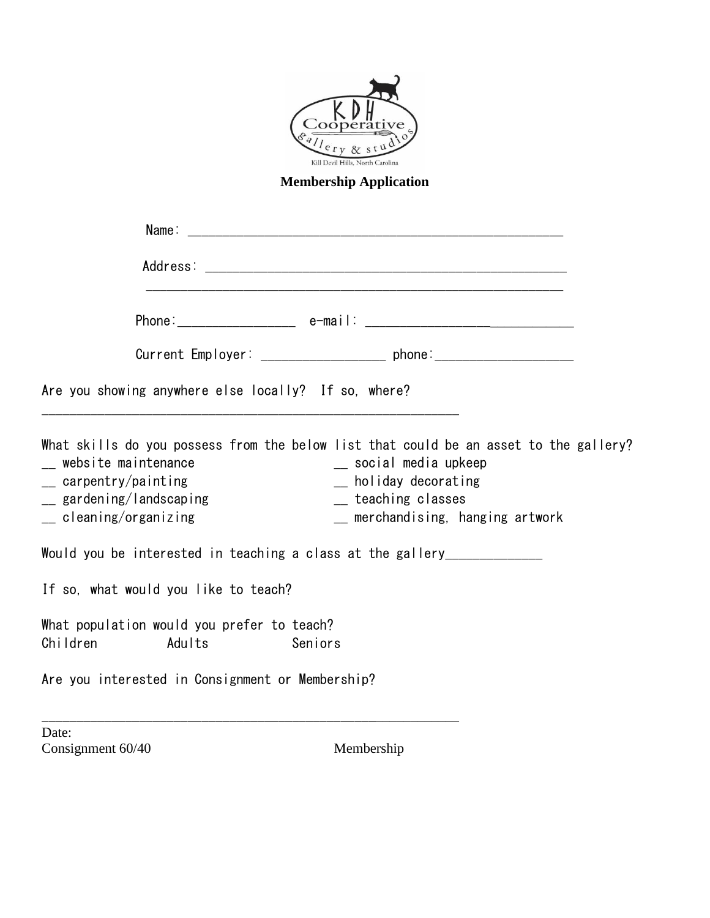KDH Cooperative gallery & studios
Kill Devil Hills, North Carolina

**Membership Application**

Name: ____________________________________________________

Address: __________________________________________________

____________________________________________________________

Phone:________________ e-mail: ____________________________

Current Employer: _________________ phone:___________________

Are you showing anywhere else locally? If so, where?

____________________________________________________________

What skills do you possess from the below list that could be an asset to the gallery?

__ website maintenance
__ carpentry/painting
__ gardening/landscaping
__ cleaning/organizing
__ social media upkeep
__ holiday decorating
__ teaching classes
__ merchandising, hanging artwork

Would you be interested in teaching a class at the gallery_____________

If so, what would you like to teach?

What population would you prefer to teach?

Children Adults Seniors

Are you interested in Consignment or Membership?

____________________________________________________________

Date:

Consignment 60/40 Membership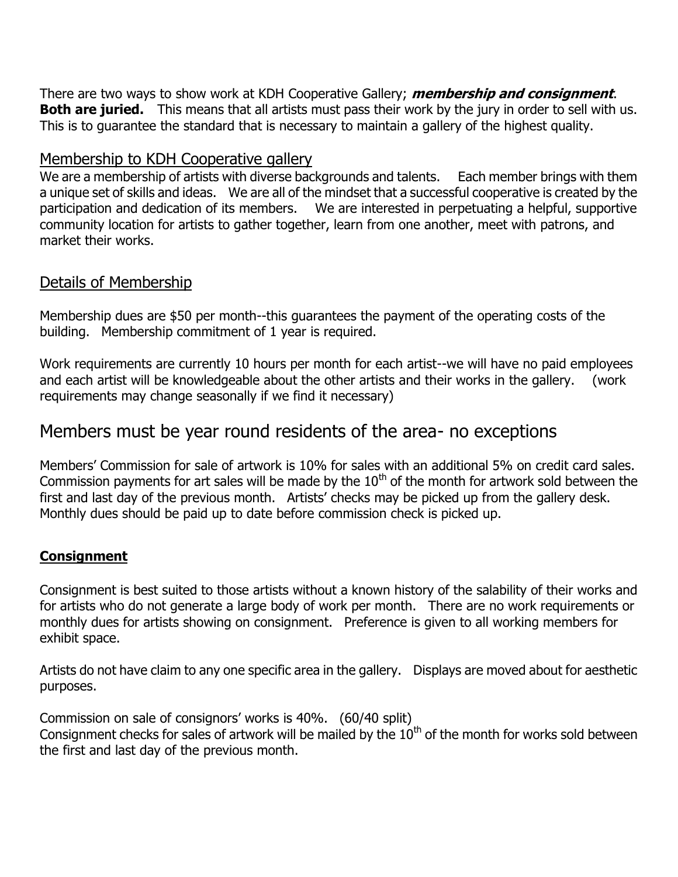There are two ways to show work at KDH Cooperative Gallery; ***membership and consignment***. **Both are juried.** This means that all artists must pass their work by the jury in order to sell with us. This is to guarantee the standard that is necessary to maintain a gallery of the highest quality.

## Membership to KDH Cooperative gallery

We are a membership of artists with diverse backgrounds and talents. Each member brings with them a unique set of skills and ideas. We are all of the mindset that a successful cooperative is created by the participation and dedication of its members. We are interested in perpetuating a helpful, supportive community location for artists to gather together, learn from one another, meet with patrons, and market their works.

## Details of Membership

Membership dues are $50 per month--this guarantees the payment of the operating costs of the building. Membership commitment of 1 year is required.

Work requirements are currently 10 hours per month for each artist--we will have no paid employees and each artist will be knowledgeable about the other artists and their works in the gallery. (work requirements may change seasonally if we find it necessary)

# Members must be year round residents of the area- no exceptions

Members' Commission for sale of artwork is 10% for sales with an additional 5% on credit card sales. Commission payments for art sales will be made by the 10th of the month for artwork sold between the first and last day of the previous month. Artists' checks may be picked up from the gallery desk. Monthly dues should be paid up to date before commission check is picked up.

### Consignment

Consignment is best suited to those artists without a known history of the salability of their works and for artists who do not generate a large body of work per month. There are no work requirements or monthly dues for artists showing on consignment. Preference is given to all working members for exhibit space.

Artists do not have claim to any one specific area in the gallery. Displays are moved about for aesthetic purposes.

Commission on sale of consignors' works is 40%. (60/40 split)
Consignment checks for sales of artwork will be mailed by the 10th of the month for works sold between the first and last day of the previous month.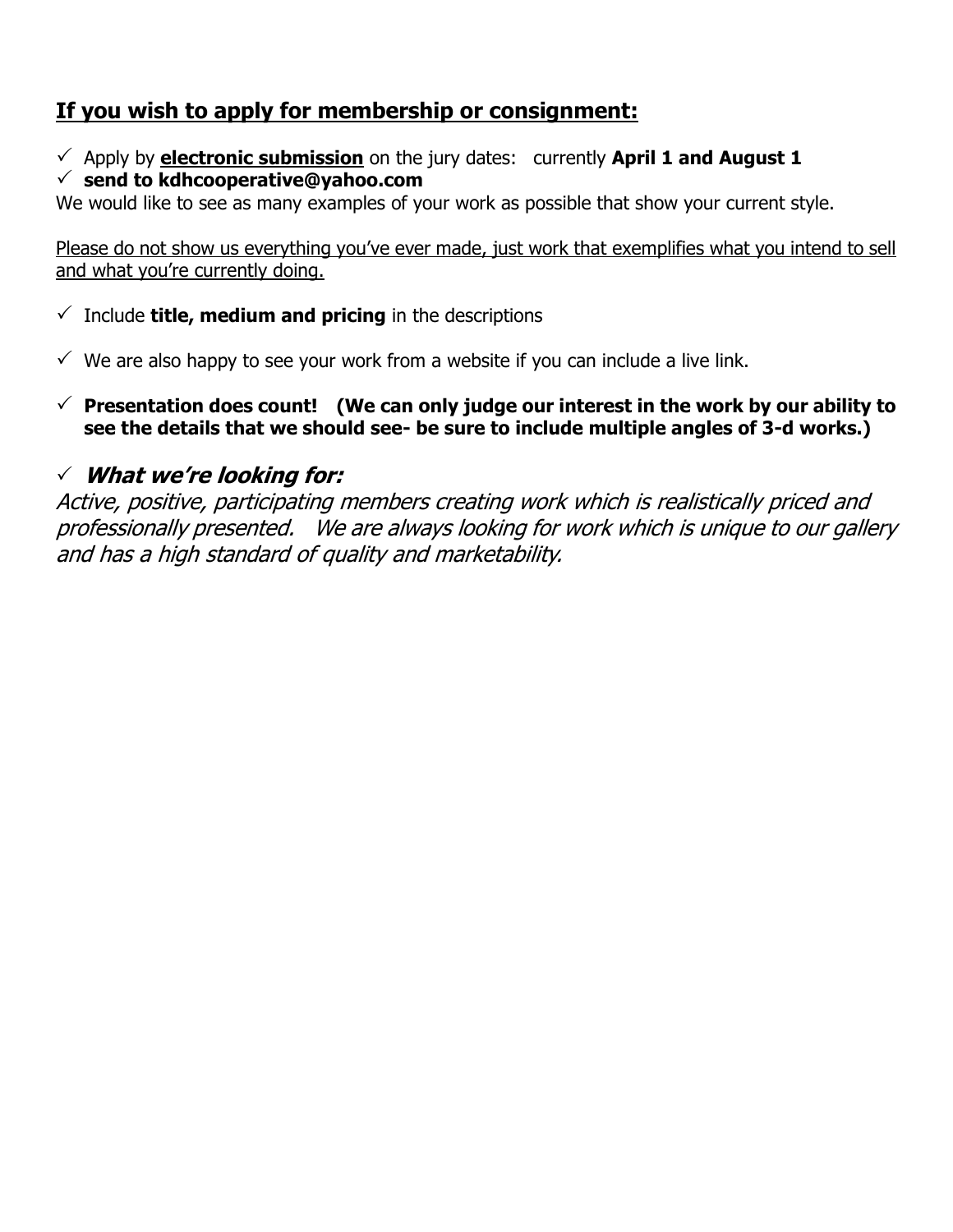## **If you wish to apply for membership or consignment:**

- ✓ Apply by **electronic submission** on the jury dates: currently **April 1 and August 1**
- ✓ **send to kdhcooperative@yahoo.com**

We would like to see as many examples of your work as possible that show your current style.

Please do not show us everything you've ever made, just work that exemplifies what you intend to sell and what you're currently doing.

- ✓ Include **title, medium and pricing** in the descriptions
- ✓ We are also happy to see your work from a website if you can include a live link.
- ✓ **Presentation does count! (We can only judge our interest in the work by our ability to see the details that we should see- be sure to include multiple angles of 3-d works.)**
- ✓ ***What we're looking for:***

*Active, positive, participating members creating work which is realistically priced and professionally presented. We are always looking for work which is unique to our gallery and has a high standard of quality and marketability.*